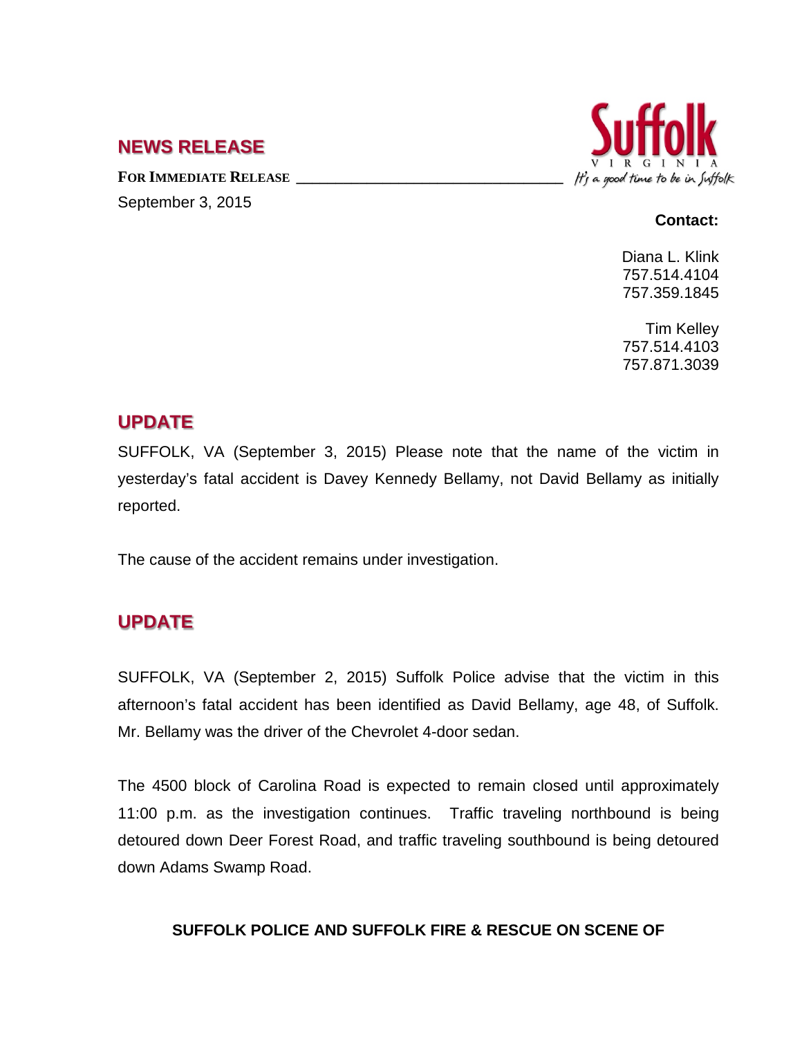## NEWS RELEASE

**FOR IMMEDIATE RELEASE**

September 3, 2015

Suffolk VIRGINIA *It's a good time to be in Suffolk*

**Contact:**

Diana L. Klink
757.514.4104
757.359.1845

Tim Kelley
757.514.4103
757.871.3039

## UPDATE

SUFFOLK, VA (September 3, 2015) Please note that the name of the victim in yesterday's fatal accident is Davey Kennedy Bellamy, not David Bellamy as initially reported.

The cause of the accident remains under investigation.

## UPDATE

SUFFOLK, VA (September 2, 2015) Suffolk Police advise that the victim in this afternoon's fatal accident has been identified as David Bellamy, age 48, of Suffolk. Mr. Bellamy was the driver of the Chevrolet 4-door sedan.

The 4500 block of Carolina Road is expected to remain closed until approximately 11:00 p.m. as the investigation continues. Traffic traveling northbound is being detoured down Deer Forest Road, and traffic traveling southbound is being detoured down Adams Swamp Road.

**SUFFOLK POLICE AND SUFFOLK FIRE & RESCUE ON SCENE OF**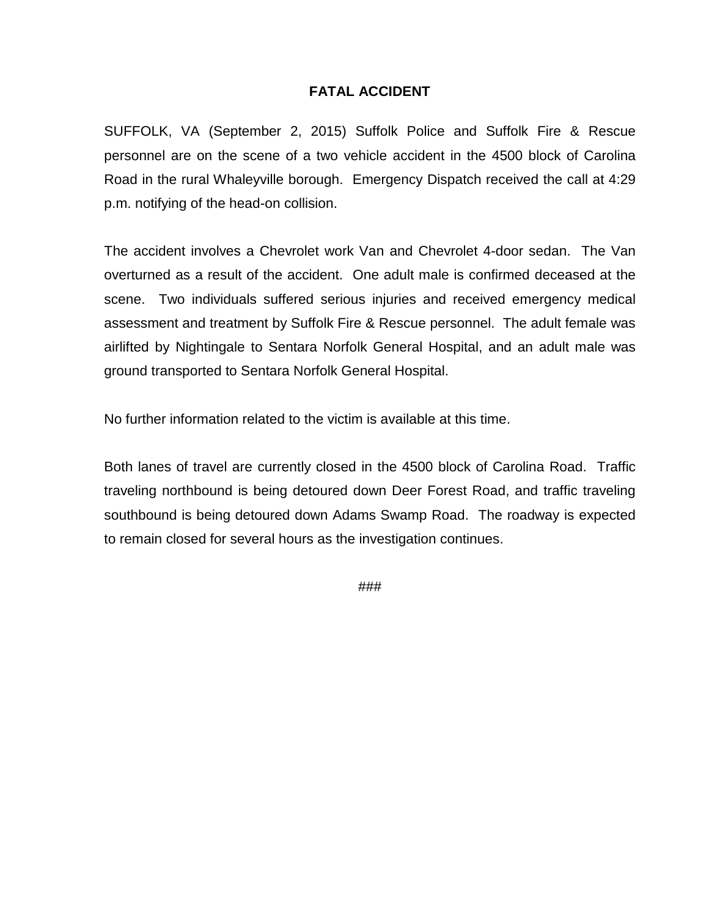# FATAL ACCIDENT

SUFFOLK, VA (September 2, 2015) Suffolk Police and Suffolk Fire & Rescue personnel are on the scene of a two vehicle accident in the 4500 block of Carolina Road in the rural Whaleyville borough. Emergency Dispatch received the call at 4:29 p.m. notifying of the head-on collision.

The accident involves a Chevrolet work Van and Chevrolet 4-door sedan. The Van overturned as a result of the accident. One adult male is confirmed deceased at the scene. Two individuals suffered serious injuries and received emergency medical assessment and treatment by Suffolk Fire & Rescue personnel. The adult female was airlifted by Nightingale to Sentara Norfolk General Hospital, and an adult male was ground transported to Sentara Norfolk General Hospital.

No further information related to the victim is available at this time.

Both lanes of travel are currently closed in the 4500 block of Carolina Road. Traffic traveling northbound is being detoured down Deer Forest Road, and traffic traveling southbound is being detoured down Adams Swamp Road. The roadway is expected to remain closed for several hours as the investigation continues.

###